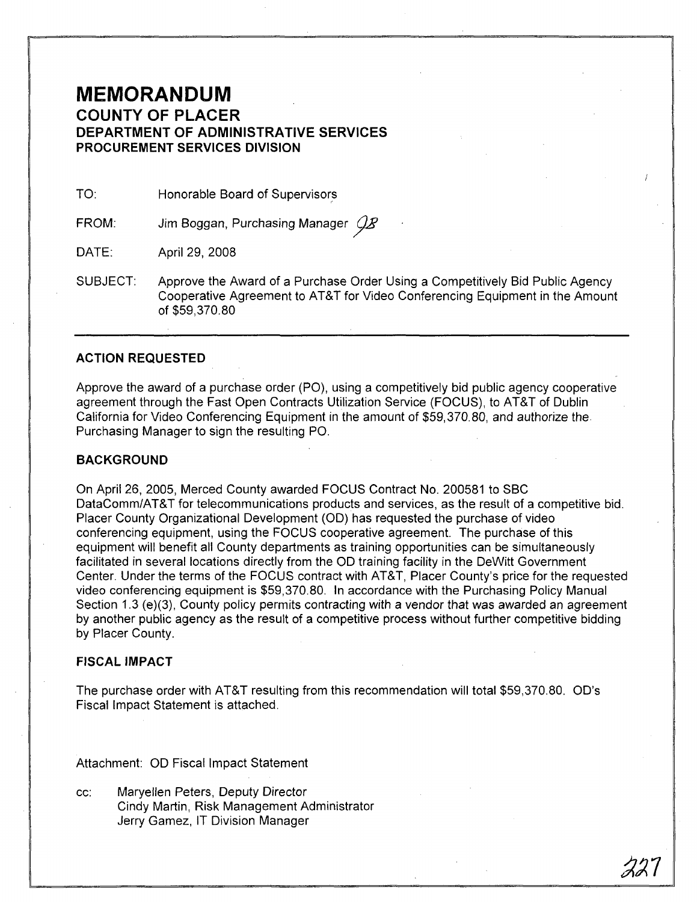# MEMORANDUM

## COUNTY OF PLACER
## DEPARTMENT OF ADMINISTRATIVE SERVICES
## PROCUREMENT SERVICES DIVISION

TO: Honorable Board of Supervisors

FROM: Jim Boggan, Purchasing Manager JB

DATE: April 29, 2008

SUBJECT: Approve the Award of a Purchase Order Using a Competitively Bid Public Agency Cooperative Agreement to AT&T for Video Conferencing Equipment in the Amount of $59,370.80

---

### ACTION REQUESTED

Approve the award of a purchase order (PO), using a competitively bid public agency cooperative agreement through the Fast Open Contracts Utilization Service (FOCUS), to AT&T of Dublin California for Video Conferencing Equipment in the amount of $59,370.80, and authorize the Purchasing Manager to sign the resulting PO.

### BACKGROUND

On April 26, 2005, Merced County awarded FOCUS Contract No. 200581 to SBC DataComm/AT&T for telecommunications products and services, as the result of a competitive bid. Placer County Organizational Development (OD) has requested the purchase of video conferencing equipment, using the FOCUS cooperative agreement. The purchase of this equipment will benefit all County departments as training opportunities can be simultaneously facilitated in several locations directly from the OD training facility in the DeWitt Government Center. Under the terms of the FOCUS contract with AT&T, Placer County's price for the requested video conferencing equipment is $59,370.80. In accordance with the Purchasing Policy Manual Section 1.3 (e)(3), County policy permits contracting with a vendor that was awarded an agreement by another public agency as the result of a competitive process without further competitive bidding by Placer County.

### FISCAL IMPACT

The purchase order with AT&T resulting from this recommendation will total $59,370.80. OD's Fiscal Impact Statement is attached.

Attachment: OD Fiscal Impact Statement

cc: Maryellen Peters, Deputy Director
Cindy Martin, Risk Management Administrator
Jerry Gamez, IT Division Manager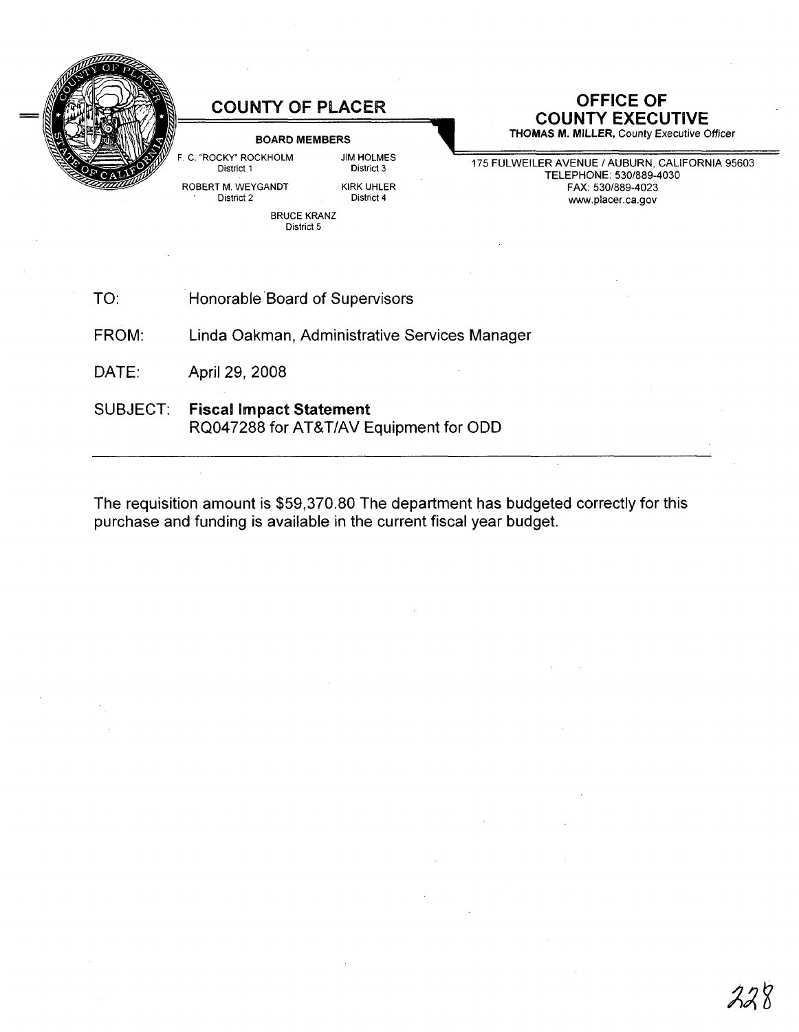## COUNTY OF PLACER

**BOARD MEMBERS**

F. C. "ROCKY" ROCKHOLM
District 1

ROBERT M. WEYGANDT
District 2

JIM HOLMES
District 3

KIRK UHLER
District 4

BRUCE KRANZ
District 5

## OFFICE OF COUNTY EXECUTIVE

**THOMAS M. MILLER,** County Executive Officer

175 FULWEILER AVENUE / AUBURN, CALIFORNIA 95603
TELEPHONE: 530/889-4030
FAX: 530/889-4023
www.placer.ca.gov

TO: Honorable Board of Supervisors

FROM: Linda Oakman, Administrative Services Manager

DATE: April 29, 2008

SUBJECT: **Fiscal Impact Statement**
RQ047288 for AT&T/AV Equipment for ODD

---

The requisition amount is $59,370.80 The department has budgeted correctly for this purchase and funding is available in the current fiscal year budget.